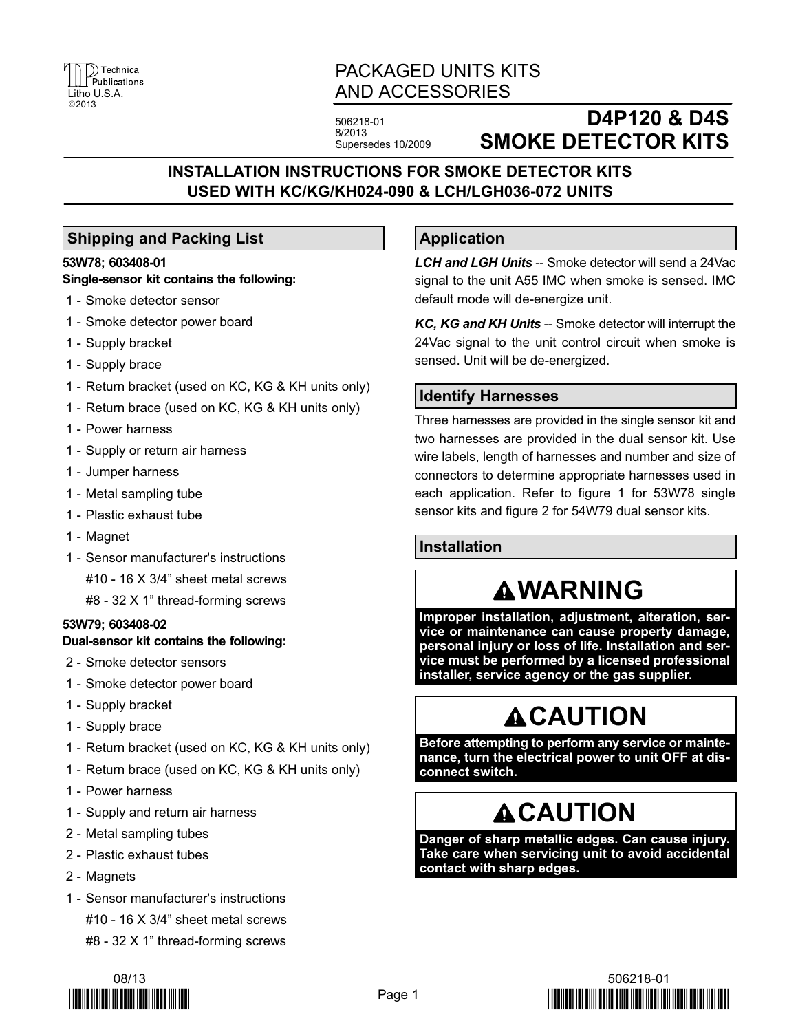Technical Publications
Litho U.S.A.
©2013

# PACKAGED UNITS KITS AND ACCESSORIES

506218-01
8/2013
Supersedes 10/2009

# D4P120 & D4S SMOKE DETECTOR KITS

## INSTALLATION INSTRUCTIONS FOR SMOKE DETECTOR KITS USED WITH KC/KG/KH024-090 & LCH/LGH036-072 UNITS

## Shipping and Packing List

**53W78; 603408-01**
**Single-sensor kit contains the following:**

- 1 - Smoke detector sensor
- 1 - Smoke detector power board
- 1 - Supply bracket
- 1 - Supply brace
- 1 - Return bracket (used on KC, KG & KH units only)
- 1 - Return brace (used on KC, KG & KH units only)
- 1 - Power harness
- 1 - Supply or return air harness
- 1 - Jumper harness
- 1 - Metal sampling tube
- 1 - Plastic exhaust tube
- 1 - Magnet
- 1 - Sensor manufacturer's instructions
  - #10 - 16 X 3/4” sheet metal screws
  - #8 - 32 X 1” thread-forming screws

**53W79; 603408-02**
**Dual-sensor kit contains the following:**

- 2 - Smoke detector sensors
- 1 - Smoke detector power board
- 1 - Supply bracket
- 1 - Supply brace
- 1 - Return bracket (used on KC, KG & KH units only)
- 1 - Return brace (used on KC, KG & KH units only)
- 1 - Power harness
- 1 - Supply and return air harness
- 2 - Metal sampling tubes
- 2 - Plastic exhaust tubes
- 2 - Magnets
- 1 - Sensor manufacturer's instructions
  - #10 - 16 X 3/4” sheet metal screws
  - #8 - 32 X 1” thread-forming screws

## Application

***LCH and LGH Units*** -- Smoke detector will send a 24Vac signal to the unit A55 IMC when smoke is sensed. IMC default mode will de-energize unit.

***KC, KG and KH Units*** -- Smoke detector will interrupt the 24Vac signal to the unit control circuit when smoke is sensed. Unit will be de-energized.

## Identify Harnesses

Three harnesses are provided in the single sensor kit and two harnesses are provided in the dual sensor kit. Use wire labels, length of harnesses and number and size of connectors to determine appropriate harnesses used in each application. Refer to figure 1 for 53W78 single sensor kits and figure 2 for 54W79 dual sensor kits.

## Installation

### WARNING

**Improper installation, adjustment, alteration, service or maintenance can cause property damage, personal injury or loss of life. Installation and service must be performed by a licensed professional installer, service agency or the gas supplier.**

### CAUTION

**Before attempting to perform any service or maintenance, turn the electrical power to unit OFF at disconnect switch.**

### CAUTION

**Danger of sharp metallic edges. Can cause injury. Take care when servicing unit to avoid accidental contact with sharp edges.**

08/13 506218-01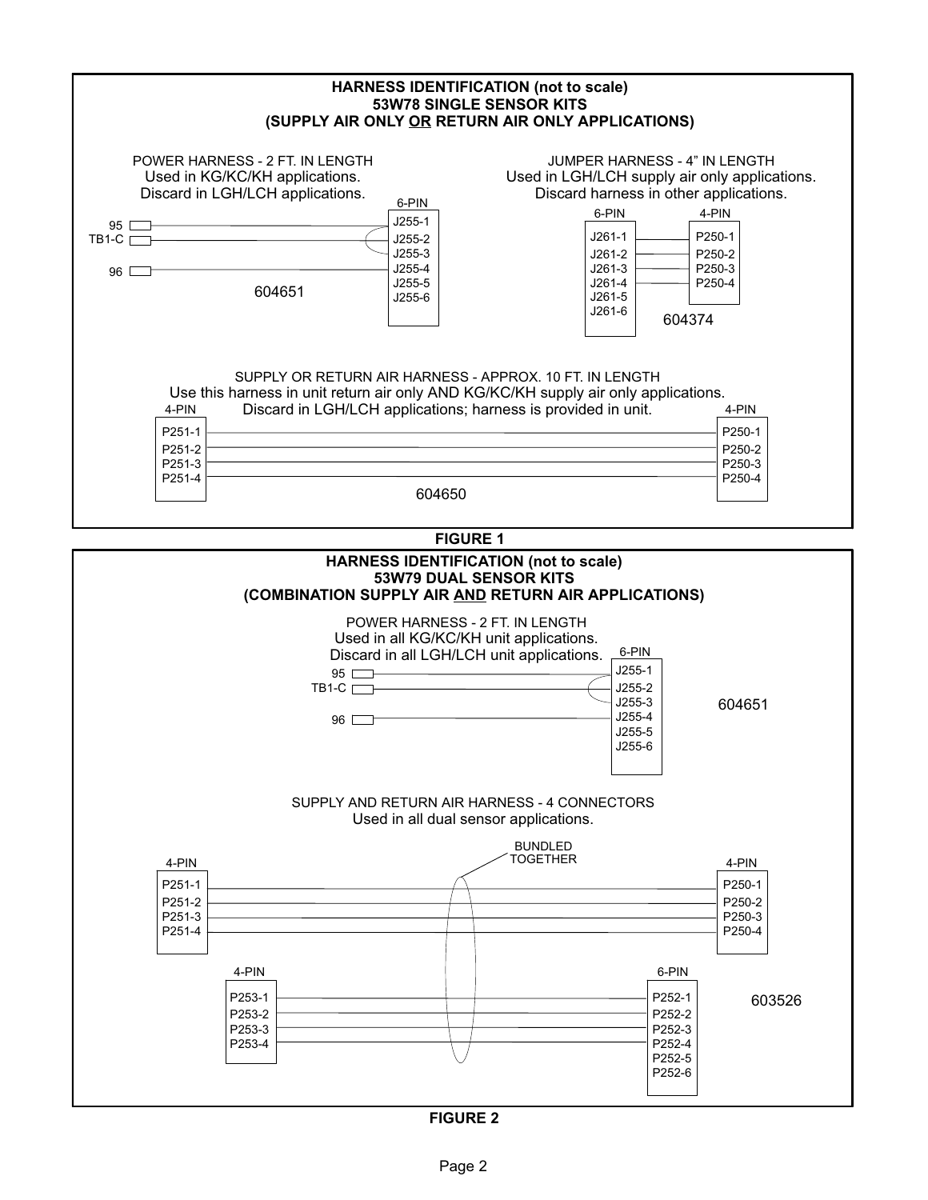## HARNESS IDENTIFICATION (not to scale)
## 53W78 SINGLE SENSOR KITS
## (SUPPLY AIR ONLY OR RETURN AIR ONLY APPLICATIONS)

POWER HARNESS - 2 FT. IN LENGTH
Used in KG/KC/KH applications.
Discard in LGH/LCH applications.

6-PIN

95
TB1-C
96

J255-1
J255-2
J255-3
J255-4
J255-5
J255-6

604651

JUMPER HARNESS - 4" IN LENGTH
Used in LGH/LCH supply air only applications.
Discard harness in other applications.

6-PIN
J261-1
J261-2
J261-3
J261-4
J261-5
J261-6

4-PIN
P250-1
P250-2
P250-3
P250-4

604374

SUPPLY OR RETURN AIR HARNESS - APPROX. 10 FT. IN LENGTH
Use this harness in unit return air only AND KG/KC/KH supply air only applications.
Discard in LGH/LCH applications; harness is provided in unit.

4-PIN
P251-1
P251-2
P251-3
P251-4

4-PIN
P250-1
P250-2
P250-3
P250-4

604650

**FIGURE 1**

## HARNESS IDENTIFICATION (not to scale)
## 53W79 DUAL SENSOR KITS
## (COMBINATION SUPPLY AIR AND RETURN AIR APPLICATIONS)

POWER HARNESS - 2 FT. IN LENGTH
Used in all KG/KC/KH unit applications.
Discard in all LGH/LCH unit applications.

6-PIN

95
TB1-C
96

J255-1
J255-2
J255-3
J255-4
J255-5
J255-6

604651

SUPPLY AND RETURN AIR HARNESS - 4 CONNECTORS
Used in all dual sensor applications.

BUNDLED TOGETHER

4-PIN
P251-1
P251-2
P251-3
P251-4

4-PIN
P250-1
P250-2
P250-3
P250-4

4-PIN
P253-1
P253-2
P253-3
P253-4

6-PIN
P252-1
P252-2
P252-3
P252-4
P252-5
P252-6

603526

**FIGURE 2**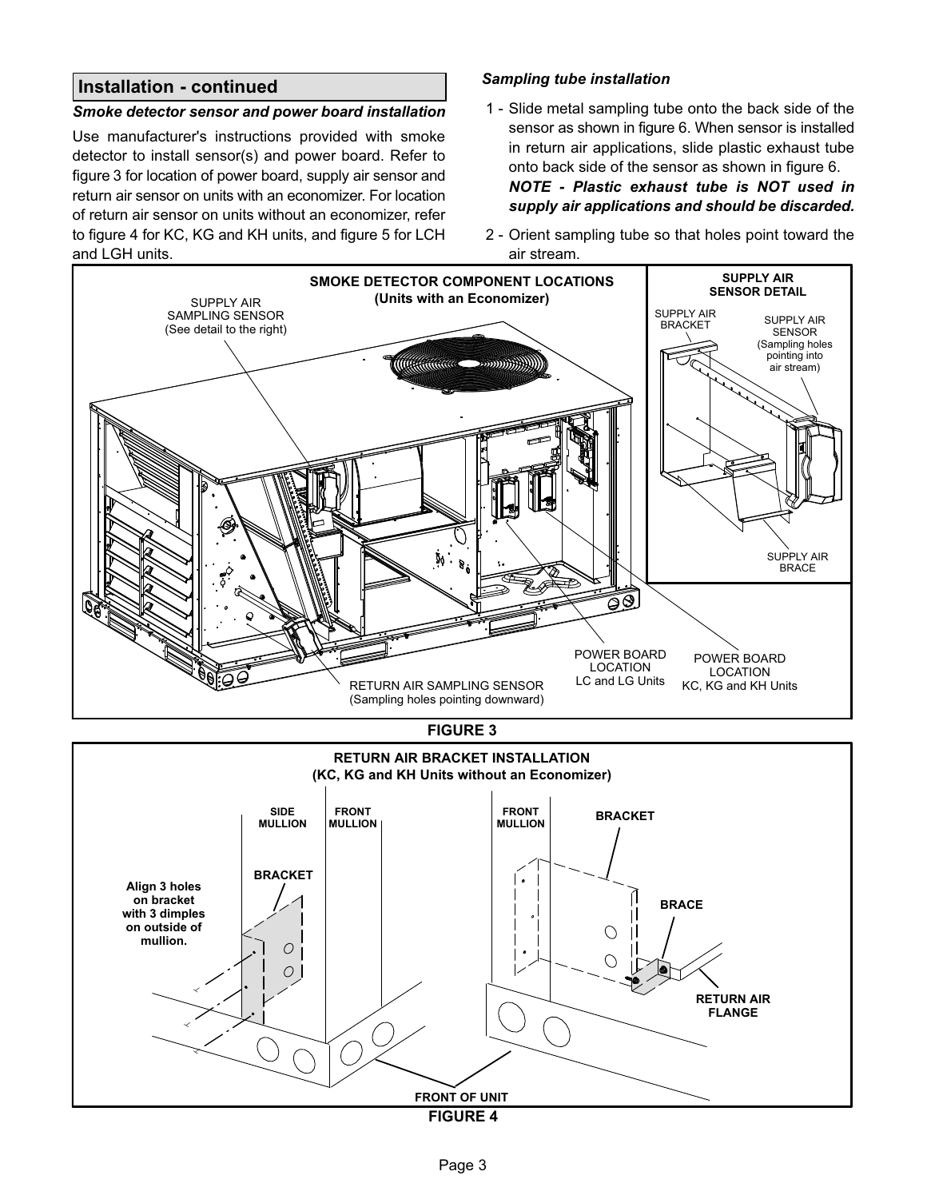## Installation - continued

### *Smoke detector sensor and power board installation*

Use manufacturer's instructions provided with smoke detector to install sensor(s) and power board. Refer to figure 3 for location of power board, supply air sensor and return air sensor on units with an economizer. For location of return air sensor on units without an economizer, refer to figure 4 for KC, KG and KH units, and figure 5 for LCH and LGH units.

### *Sampling tube installation*

1 - Slide metal sampling tube onto the back side of the sensor as shown in figure 6. When sensor is installed in return air applications, slide plastic exhaust tube onto back side of the sensor as shown in figure 6.
***NOTE - Plastic exhaust tube is NOT used in supply air applications and should be discarded.***

2 - Orient sampling tube so that holes point toward the air stream.

**SMOKE DETECTOR COMPONENT LOCATIONS (Units with an Economizer)**

SUPPLY AIR SAMPLING SENSOR (See detail to the right)

RETURN AIR SAMPLING SENSOR (Sampling holes pointing downward)

POWER BOARD LOCATION LC and LG Units

POWER BOARD LOCATION KC, KG and KH Units

**SUPPLY AIR SENSOR DETAIL**

SUPPLY AIR BRACKET

SUPPLY AIR SENSOR (Sampling holes pointing into air stream)

SUPPLY AIR BRACE

**FIGURE 3**

**RETURN AIR BRACKET INSTALLATION (KC, KG and KH Units without an Economizer)**

**SIDE MULLION**

**FRONT MULLION**

**BRACKET**

**Align 3 holes on bracket with 3 dimples on outside of mullion.**

**FRONT MULLION**

**BRACKET**

**BRACE**

**RETURN AIR FLANGE**

**FRONT OF UNIT**

**FIGURE 4**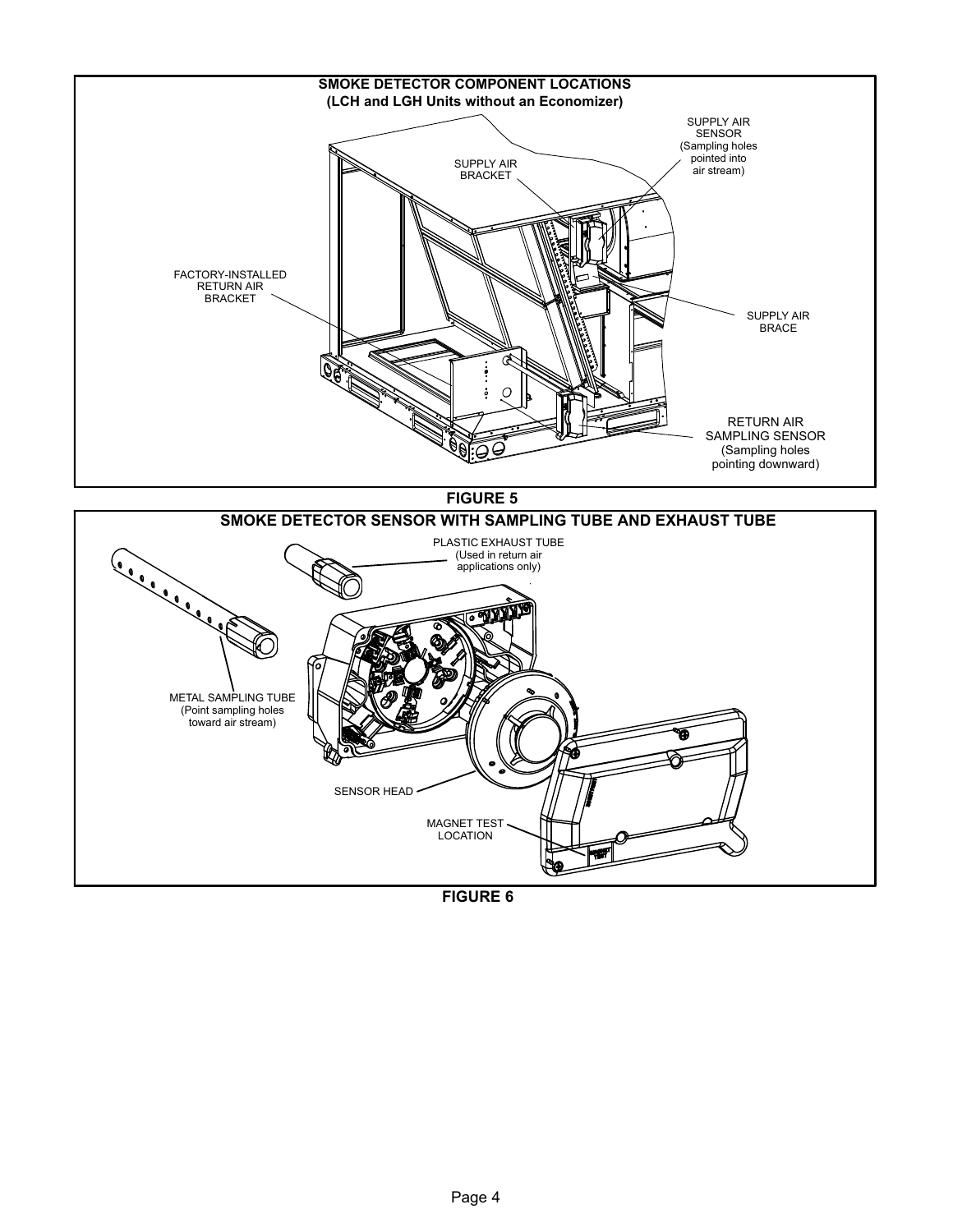**SMOKE DETECTOR COMPONENT LOCATIONS**
**(LCH and LGH Units without an Economizer)**

SUPPLY AIR SENSOR (Sampling holes pointed into air stream)

SUPPLY AIR BRACKET

FACTORY-INSTALLED RETURN AIR BRACKET

SUPPLY AIR BRACE

RETURN AIR SAMPLING SENSOR (Sampling holes pointing downward)

**FIGURE 5**

**SMOKE DETECTOR SENSOR WITH SAMPLING TUBE AND EXHAUST TUBE**

PLASTIC EXHAUST TUBE (Used in return air applications only)

METAL SAMPLING TUBE (Point sampling holes toward air stream)

SENSOR HEAD

MAGNET TEST LOCATION

**FIGURE 6**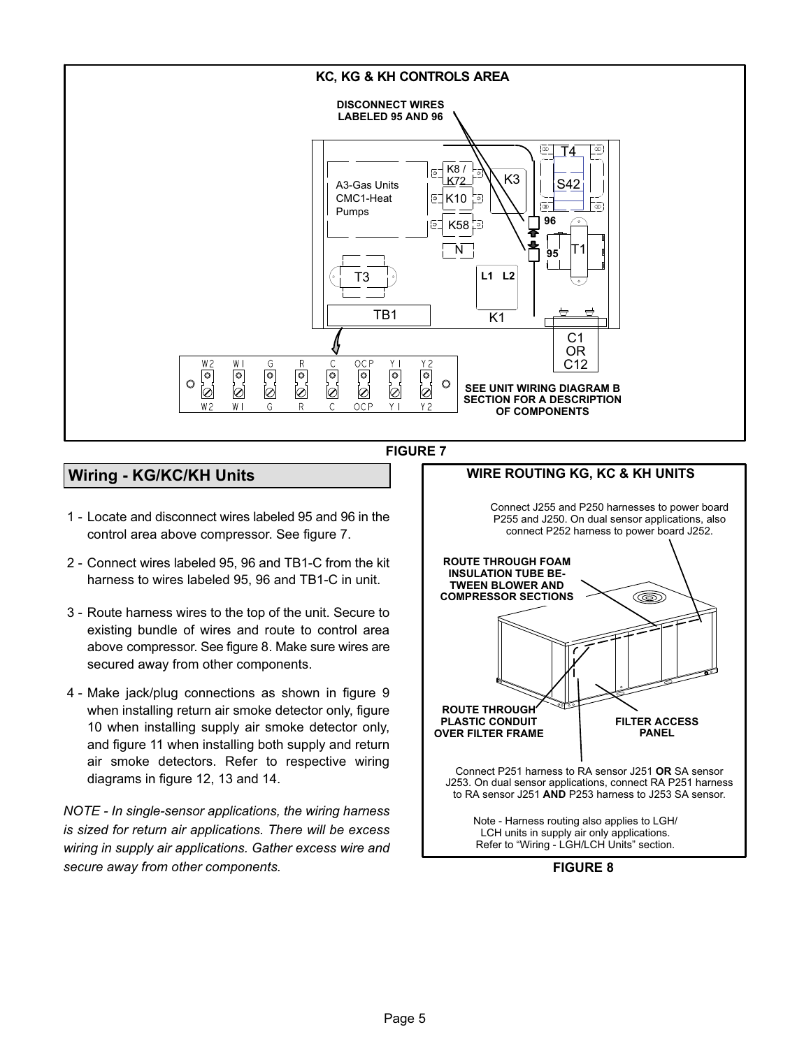KC, KG & KH CONTROLS AREA

DISCONNECT WIRES LABELED 95 AND 96

SEE UNIT WIRING DIAGRAM B SECTION FOR A DESCRIPTION OF COMPONENTS

FIGURE 7

## Wiring - KG/KC/KH Units

1 - Locate and disconnect wires labeled 95 and 96 in the control area above compressor. See figure 7.

2 - Connect wires labeled 95, 96 and TB1-C from the kit harness to wires labeled 95, 96 and TB1-C in unit.

3 - Route harness wires to the top of the unit. Secure to existing bundle of wires and route to control area above compressor. See figure 8. Make sure wires are secured away from other components.

4 - Make jack/plug connections as shown in figure 9 when installing return air smoke detector only, figure 10 when installing supply air smoke detector only, and figure 11 when installing both supply and return air smoke detectors. Refer to respective wiring diagrams in figure 12, 13 and 14.

*NOTE - In single-sensor applications, the wiring harness is sized for return air applications. There will be excess wiring in supply air applications. Gather excess wire and secure away from other components.*

WIRE ROUTING KG, KC & KH UNITS

Connect J255 and P250 harnesses to power board P255 and J250. On dual sensor applications, also connect P252 harness to power board J252.

ROUTE THROUGH FOAM INSULATION TUBE BETWEEN BLOWER AND COMPRESSOR SECTIONS

ROUTE THROUGH PLASTIC CONDUIT OVER FILTER FRAME

FILTER ACCESS PANEL

Connect P251 harness to RA sensor J251 **OR** SA sensor J253. On dual sensor applications, connect RA P251 harness to RA sensor J251 **AND** P253 harness to J253 SA sensor.

Note - Harness routing also applies to LGH/LCH units in supply air only applications. Refer to "Wiring - LGH/LCH Units" section.

FIGURE 8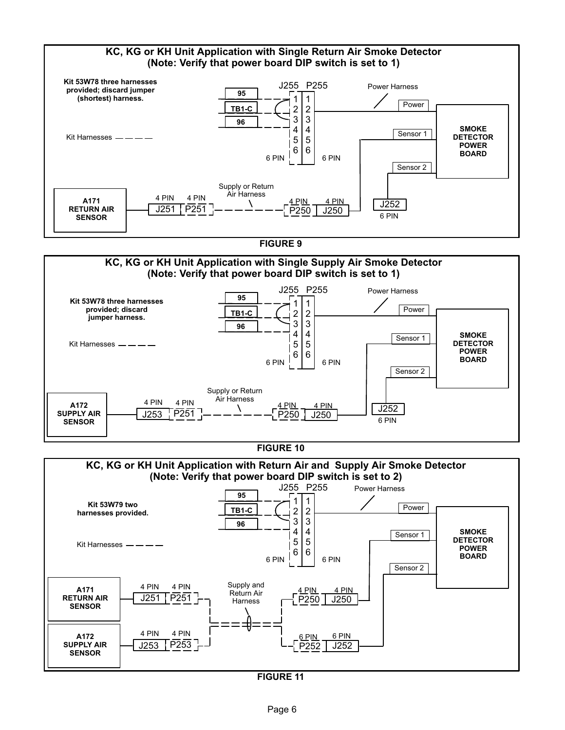## KC, KG or KH Unit Application with Single Return Air Smoke Detector
**(Note: Verify that power board DIP switch is set to 1)**

**Kit 53W78 three harnesses provided; discard jumper (shortest) harness.**

Kit Harnesses — — — —

95
TB1-C
96

J255 P255
1 1
2 2
3 3
4 4
5 5
6 6
6 PIN 6 PIN

Power Harness
Power
Sensor 1
Sensor 2
**SMOKE DETECTOR POWER BOARD**

**A171 RETURN AIR SENSOR**
4 PIN 4 PIN
J251 P251
Supply or Return Air Harness
4 PIN 4 PIN
P250 J250
J252
6 PIN

**FIGURE 9**

## KC, KG or KH Unit Application with Single Supply Air Smoke Detector
**(Note: Verify that power board DIP switch is set to 1)**

**Kit 53W78 three harnesses provided; discard jumper harness.**

Kit Harnesses — — — —

95
TB1-C
96

J255 P255
1 1
2 2
3 3
4 4
5 5
6 6
6 PIN 6 PIN

Power Harness
Power
Sensor 1
Sensor 2
**SMOKE DETECTOR POWER BOARD**

**A172 SUPPLY AIR SENSOR**
4 PIN 4 PIN
J253 P251
Supply or Return Air Harness
4 PIN 4 PIN
P250 J250
J252
6 PIN

**FIGURE 10**

## KC, KG or KH Unit Application with Return Air and Supply Air Smoke Detector
**(Note: Verify that power board DIP switch is set to 2)**

**Kit 53W79 two harnesses provided.**

Kit Harnesses — — — —

95
TB1-C
96

J255 P255
1 1
2 2
3 3
4 4
5 5
6 6
6 PIN 6 PIN

Power Harness
Power
Sensor 1
Sensor 2
**SMOKE DETECTOR POWER BOARD**

**A171 RETURN AIR SENSOR**
4 PIN 4 PIN
J251 P251

**A172 SUPPLY AIR SENSOR**
4 PIN 4 PIN
J253 P253

Supply and Return Air Harness

4 PIN 4 PIN
P250 J250
6 PIN 6 PIN
P252 J252

**FIGURE 11**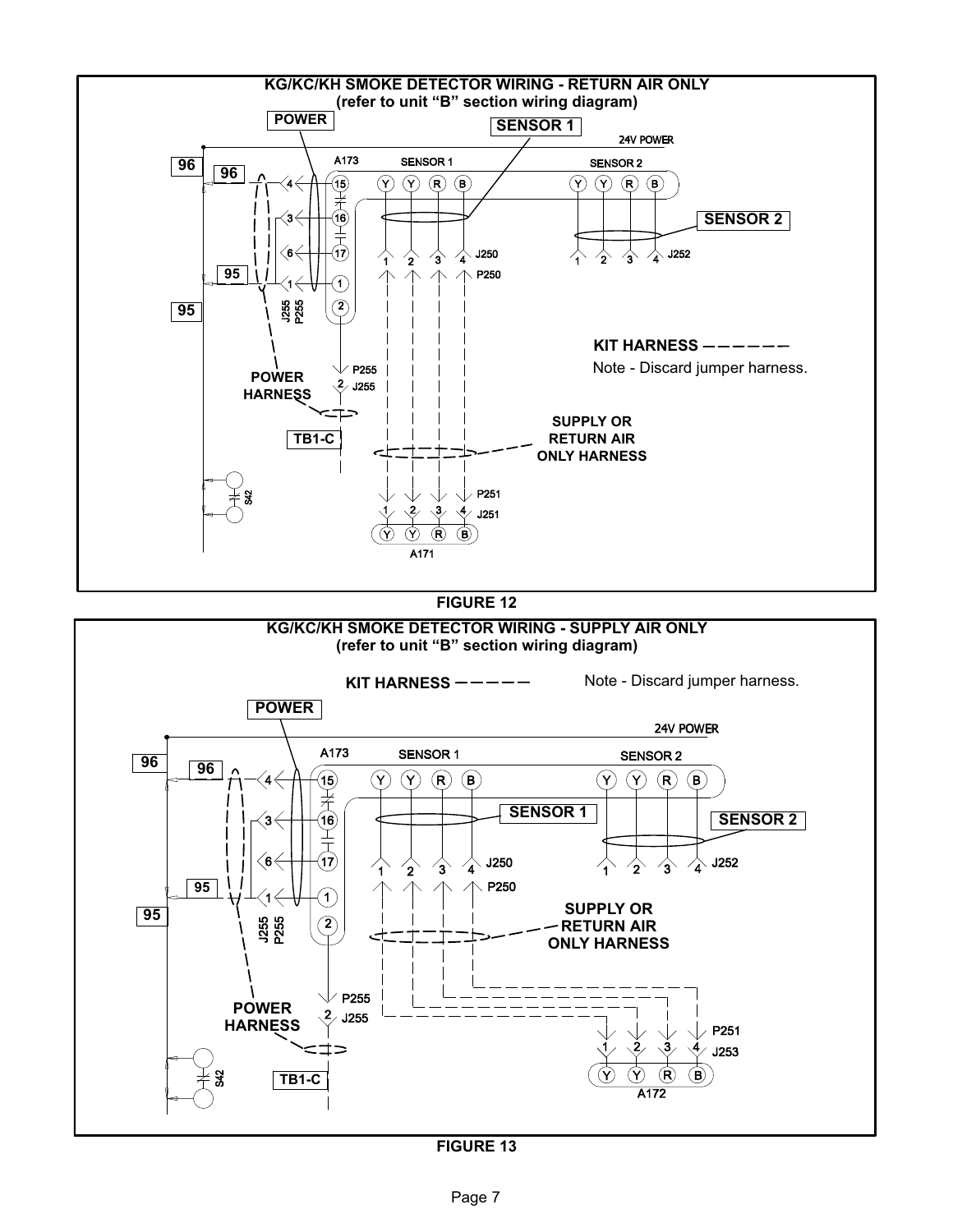**KG/KC/KH SMOKE DETECTOR WIRING - RETURN AIR ONLY**
**(refer to unit "B" section wiring diagram)**

POWER — SENSOR 1 — 24V POWER — 96 — 96 — A173 — SENSOR 1 — SENSOR 2 — 15 — 16 — 17 — 1 — 2 — Y Y R B — Y Y R B — SENSOR 2 — J250 — P250 — J252 — 95 — 95 — J255 — P255 — KIT HARNESS — — — — — —

Note - Discard jumper harness.

POWER HARNESS — P255 — J255 — TB1-C — SUPPLY OR RETURN AIR ONLY HARNESS — S42 — P251 — J251 — A171

**FIGURE 12**

**KG/KC/KH SMOKE DETECTOR WIRING - SUPPLY AIR ONLY**
**(refer to unit "B" section wiring diagram)**

KIT HARNESS — — — — —

Note - Discard jumper harness.

POWER — 24V POWER — 96 — 96 — A173 — SENSOR 1 — SENSOR 2 — 15 — 16 — 17 — 1 — 2 — Y Y R B — Y Y R B — SENSOR 1 — SENSOR 2 — J250 — P250 — J252 — 95 — 95 — J255 — P255 — SUPPLY OR RETURN AIR ONLY HARNESS — POWER HARNESS — P255 — J255 — P251 — J253 — S42 — TB1-C — A172

**FIGURE 13**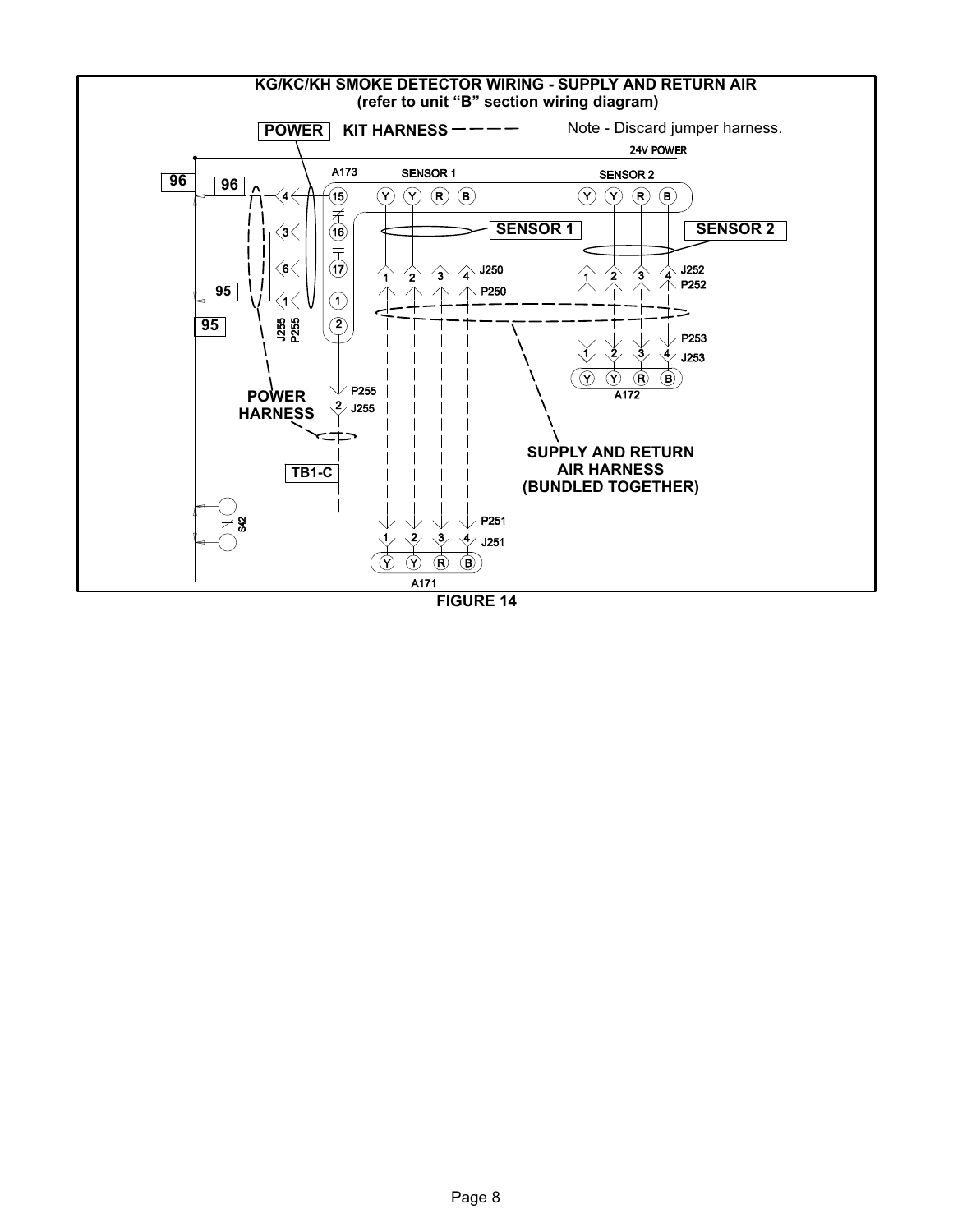**KG/KC/KH SMOKE DETECTOR WIRING - SUPPLY AND RETURN AIR**
**(refer to unit "B" section wiring diagram)**

**POWER** **KIT HARNESS**

Note - Discard jumper harness.

24V POWER

A173 SENSOR 1 SENSOR 2

96 96

SENSOR 1 SENSOR 2

J250 P250 J252 P252

95 95

J255 P255

P253 J253

A172

P255 J255

POWER HARNESS

SUPPLY AND RETURN AIR HARNESS (BUNDLED TOGETHER)

TB1-C

S42

P251 J251

A171

**FIGURE 14**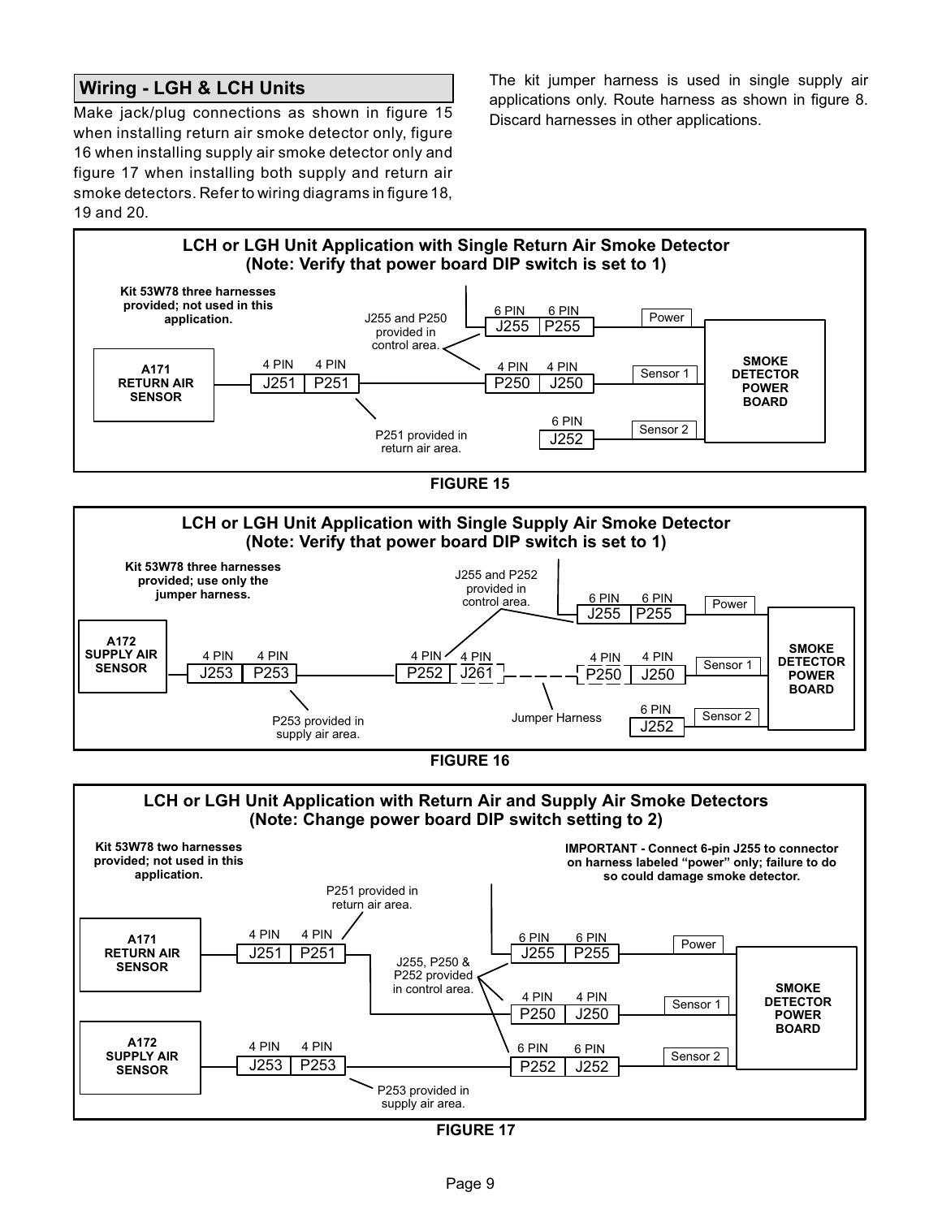## Wiring - LGH & LCH Units

Make jack/plug connections as shown in figure 15 when installing return air smoke detector only, figure 16 when installing supply air smoke detector only and figure 17 when installing both supply and return air smoke detectors. Refer to wiring diagrams in figure 18, 19 and 20.

The kit jumper harness is used in single supply air applications only. Route harness as shown in figure 8. Discard harnesses in other applications.

**LCH or LGH Unit Application with Single Return Air Smoke Detector (Note: Verify that power board DIP switch is set to 1)**

Kit 53W78 three harnesses provided; not used in this application.

A171 RETURN AIR SENSOR — 4 PIN J251 / 4 PIN P251 — 4 PIN P250 / 4 PIN J250 — Sensor 1

6 PIN J255 / 6 PIN P255 — Power

6 PIN J252 — Sensor 2

SMOKE DETECTOR POWER BOARD

J255 and P250 provided in control area.

P251 provided in return air area.

FIGURE 15

**LCH or LGH Unit Application with Single Supply Air Smoke Detector (Note: Verify that power board DIP switch is set to 1)**

Kit 53W78 three harnesses provided; use only the jumper harness.

A172 SUPPLY AIR SENSOR — 4 PIN J253 / 4 PIN P253 — 4 PIN P252 / 4 PIN J261 — 4 PIN P250 / 4 PIN J250 — Sensor 1

6 PIN J255 / 6 PIN P255 — Power

6 PIN J252 — Sensor 2

SMOKE DETECTOR POWER BOARD

J255 and P252 provided in control area.

P253 provided in supply air area.

Jumper Harness

FIGURE 16

**LCH or LGH Unit Application with Return Air and Supply Air Smoke Detectors (Note: Change power board DIP switch setting to 2)**

Kit 53W78 two harnesses provided; not used in this application.

**IMPORTANT - Connect 6-pin J255 to connector on harness labeled "power" only; failure to do so could damage smoke detector.**

A171 RETURN AIR SENSOR — 4 PIN J251 / 4 PIN P251 — 4 PIN P250 / 4 PIN J250 — Sensor 1

A172 SUPPLY AIR SENSOR — 4 PIN J253 / 4 PIN P253 — 6 PIN P252 / 6 PIN J252 — Sensor 2

6 PIN J255 / 6 PIN P255 — Power

SMOKE DETECTOR POWER BOARD

P251 provided in return air area.

J255, P250 & P252 provided in control area.

P253 provided in supply air area.

FIGURE 17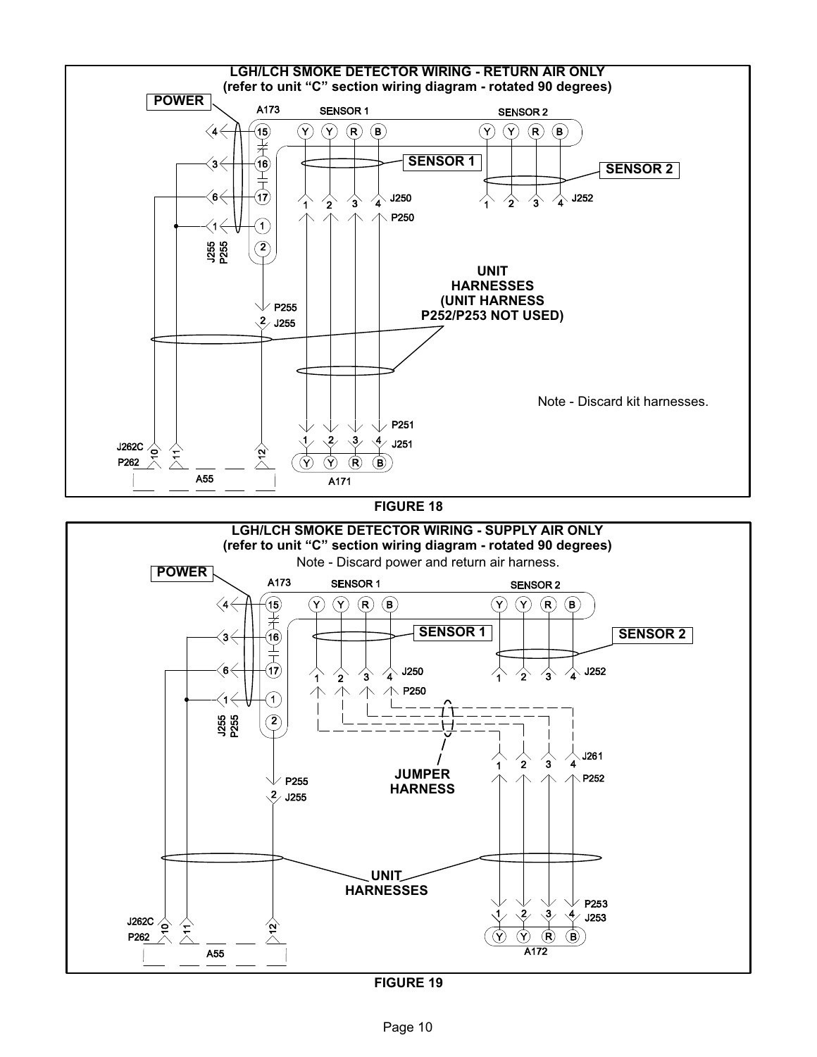**LGH/LCH SMOKE DETECTOR WIRING - RETURN AIR ONLY**
**(refer to unit "C" section wiring diagram - rotated 90 degrees)**

POWER

A173

SENSOR 1

SENSOR 2

SENSOR 1

SENSOR 2

J250

P250

J252

J255

P255

UNIT HARNESSES (UNIT HARNESS P252/P253 NOT USED)

P255

J255

Note - Discard kit harnesses.

P251

J251

J262C

P262

A55

A171

FIGURE 18

**LGH/LCH SMOKE DETECTOR WIRING - SUPPLY AIR ONLY**
**(refer to unit "C" section wiring diagram - rotated 90 degrees)**

Note - Discard power and return air harness.

POWER

A173

SENSOR 1

SENSOR 2

SENSOR 1

SENSOR 2

J250

P250

J252

J255

P255

JUMPER HARNESS

J261

P252

P255

J255

UNIT HARNESSES

P253

J253

J262C

P262

A55

A172

FIGURE 19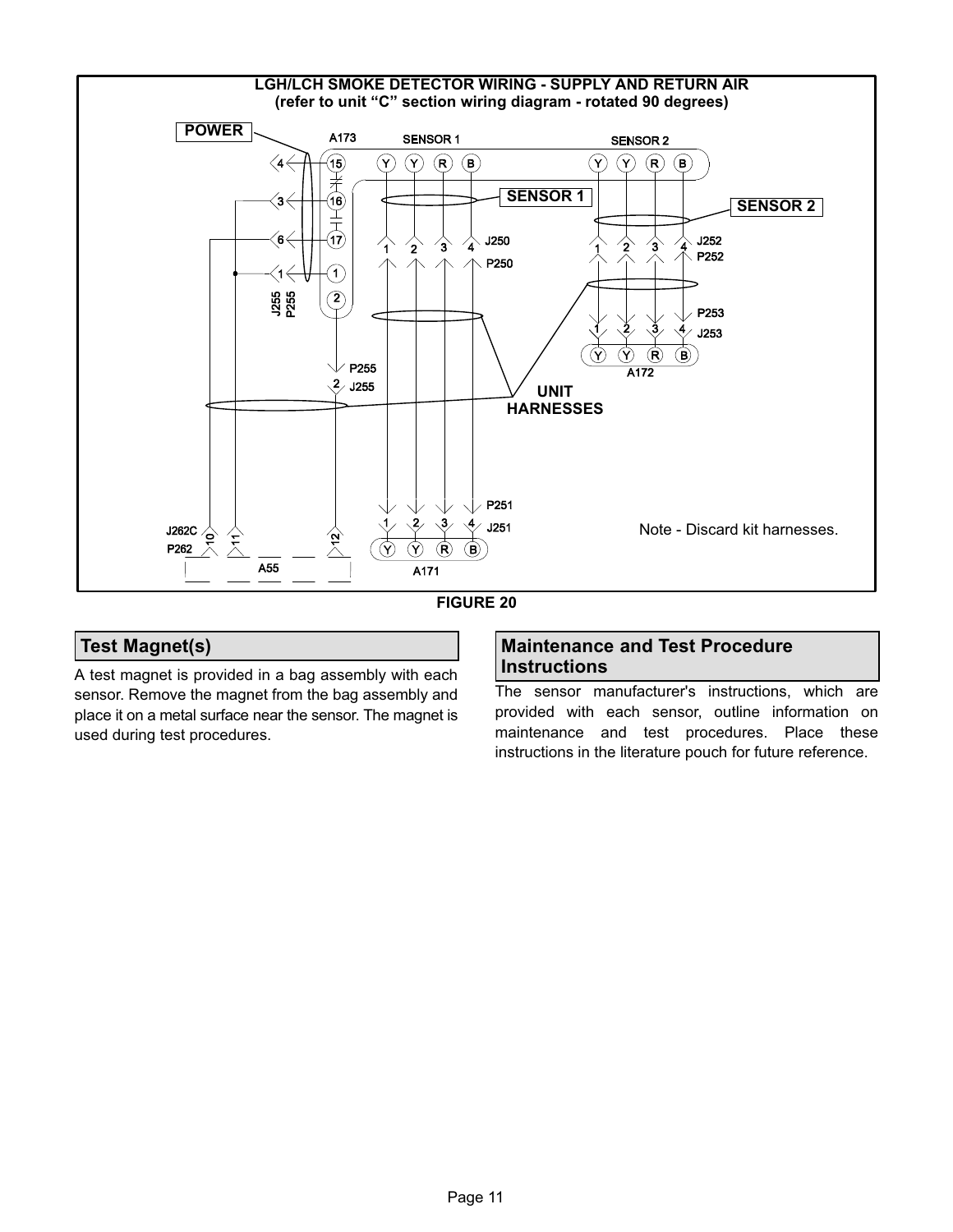**LGH/LCH SMOKE DETECTOR WIRING - SUPPLY AND RETURN AIR**
**(refer to unit "C" section wiring diagram - rotated 90 degrees)**

POWER

A173

SENSOR 1

SENSOR 2

4 3 6 1

15 16 17 1 2

J255 P255

Y Y R B

Y Y R B

SENSOR 1

SENSOR 2

1 2 3 4 J250

P250

1 2 3 4 J252

P252

P253

1 2 3 4 J253

Y Y R B

A172

P255

2 J255

UNIT HARNESSES

P251

1 2 3 4 J251

Y Y R B

A171

J262C

P262

10 11 12

A55

Note - Discard kit harnesses.

FIGURE 20

## Test Magnet(s)

A test magnet is provided in a bag assembly with each sensor. Remove the magnet from the bag assembly and place it on a metal surface near the sensor. The magnet is used during test procedures.

## Maintenance and Test Procedure Instructions

The sensor manufacturer's instructions, which are provided with each sensor, outline information on maintenance and test procedures. Place these instructions in the literature pouch for future reference.